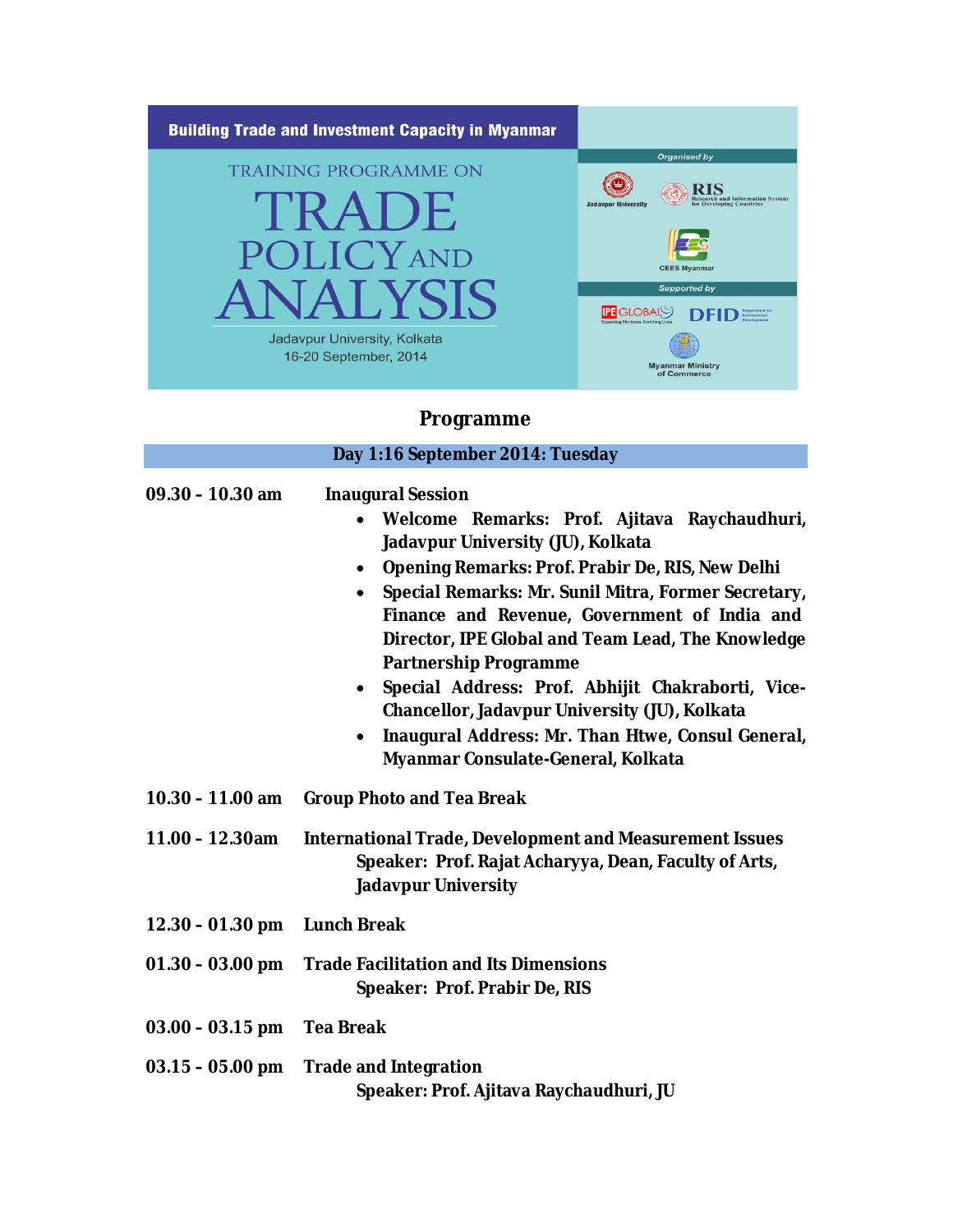**Building Trade and Investment Capacity in Myanmar**

TRAINING PROGRAMME ON

# TRADE POLICY AND ANALYSIS

Jadavpur University, Kolkata
16-20 September, 2014

Organised by

Jadavpur University

RIS Research and Information System for Developing Countries

CEES Myanmar

Supported by

IPE GLOBAL Expanding Horizons. Enriching Lives.

DFID Department for International Development

Myanmar Ministry of Commerce

## Programme

### Day 1:16 September 2014: Tuesday

**09.30 – 10.30 am** **Inaugural Session**

- **Welcome Remarks: Prof. Ajitava Raychaudhuri, Jadavpur University (JU), Kolkata**
- **Opening Remarks: Prof. Prabir De, RIS, New Delhi**
- **Special Remarks: Mr. Sunil Mitra, Former Secretary, Finance and Revenue, Government of India and Director, IPE Global and Team Lead, The Knowledge Partnership Programme**
- **Special Address: Prof. Abhijit Chakraborti, Vice-Chancellor, Jadavpur University (JU), Kolkata**
- **Inaugural Address: Mr. Than Htwe, Consul General, Myanmar Consulate-General, Kolkata**

**10.30 – 11.00 am** **Group Photo and Tea Break**

**11.00 – 12.30am** **International Trade, Development and Measurement Issues**
**Speaker: Prof. Rajat Acharyya, Dean, Faculty of Arts, Jadavpur University**

**12.30 – 01.30 pm** **Lunch Break**

**01.30 – 03.00 pm** **Trade Facilitation and Its Dimensions**
**Speaker: Prof. Prabir De, RIS**

**03.00 – 03.15 pm** **Tea Break**

**03.15 – 05.00 pm** **Trade and Integration**
**Speaker: Prof. Ajitava Raychaudhuri, JU**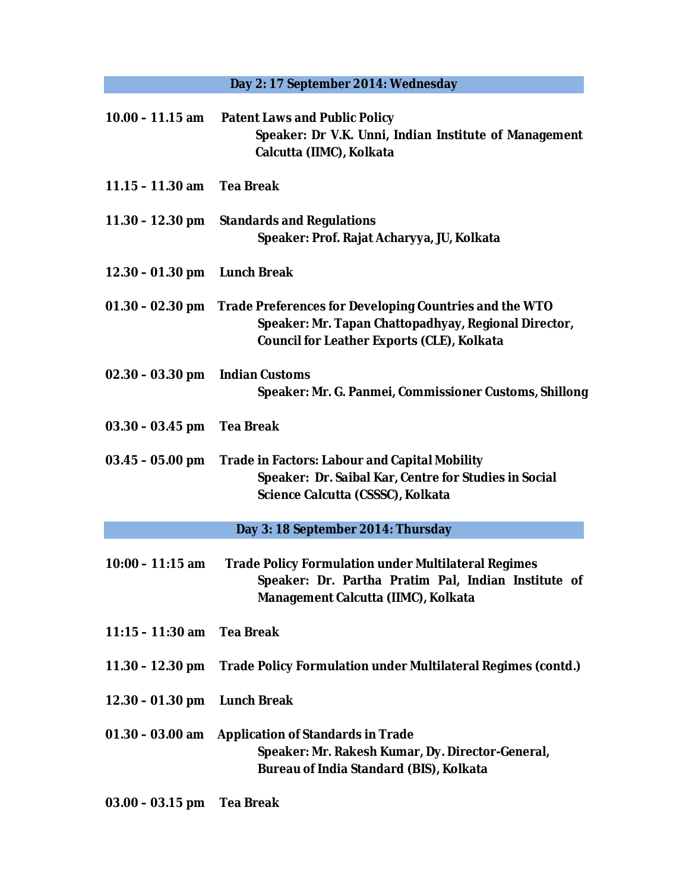## Day 2: 17 September 2014: Wednesday

**10.00 – 11.15 am** **Patent Laws and Public Policy**
**Speaker: Dr V.K. Unni, Indian Institute of Management Calcutta (IIMC), Kolkata**

**11.15 – 11.30 am** **Tea Break**

**11.30 – 12.30 pm** **Standards and Regulations**
**Speaker: Prof. Rajat Acharyya, JU, Kolkata**

**12.30 – 01.30 pm** **Lunch Break**

**01.30 – 02.30 pm** **Trade Preferences for Developing Countries and the WTO**
**Speaker: Mr. Tapan Chattopadhyay, Regional Director, Council for Leather Exports (CLE), Kolkata**

**02.30 – 03.30 pm** **Indian Customs**
**Speaker: Mr. G. Panmei, Commissioner Customs, Shillong**

**03.30 – 03.45 pm** **Tea Break**

**03.45 – 05.00 pm** **Trade in Factors: Labour and Capital Mobility**
**Speaker: Dr. Saibal Kar, Centre for Studies in Social Science Calcutta (CSSSC), Kolkata**

## Day 3: 18 September 2014: Thursday

**10:00 – 11:15 am** **Trade Policy Formulation under Multilateral Regimes**
**Speaker: Dr. Partha Pratim Pal, Indian Institute of Management Calcutta (IIMC), Kolkata**

**11:15 – 11:30 am** **Tea Break**

**11.30 – 12.30 pm** **Trade Policy Formulation under Multilateral Regimes (contd.)**

**12.30 – 01.30 pm** **Lunch Break**

**01.30 – 03.00 am** **Application of Standards in Trade**
**Speaker: Mr. Rakesh Kumar, Dy. Director-General, Bureau of India Standard (BIS), Kolkata**

**03.00 – 03.15 pm** **Tea Break**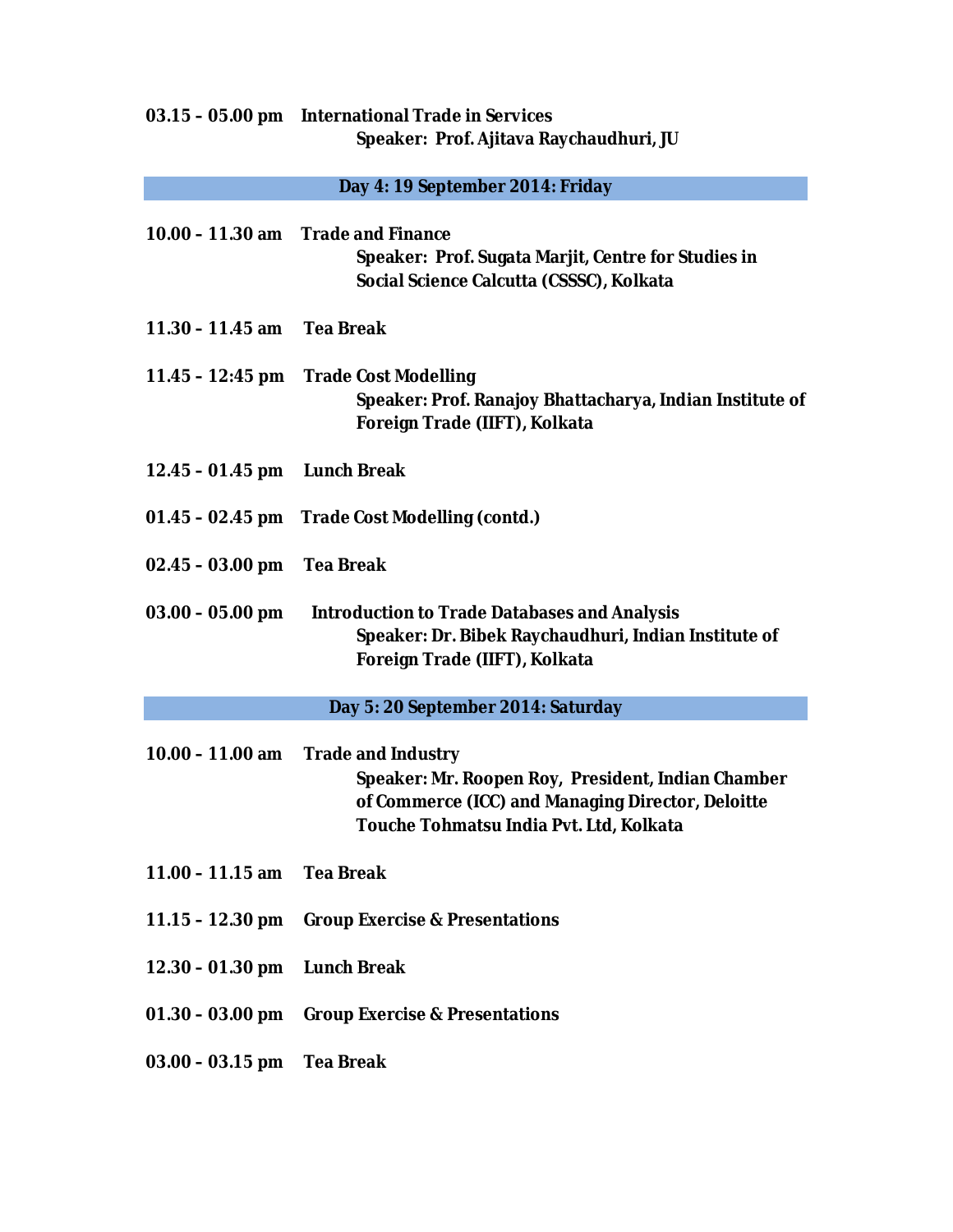**03.15 – 05.00 pm** **International Trade in Services**
**Speaker: Prof. Ajitava Raychaudhuri, JU**

## Day 4: 19 September 2014: Friday

**10.00 – 11.30 am** **Trade and Finance**
**Speaker: Prof. Sugata Marjit, Centre for Studies in Social Science Calcutta (CSSSC), Kolkata**

**11.30 – 11.45 am** **Tea Break**

**11.45 – 12:45 pm** **Trade Cost Modelling**
**Speaker: Prof. Ranajoy Bhattacharya, Indian Institute of Foreign Trade (IIFT), Kolkata**

**12.45 – 01.45 pm** **Lunch Break**

**01.45 – 02.45 pm** **Trade Cost Modelling (contd.)**

**02.45 – 03.00 pm** **Tea Break**

**03.00 – 05.00 pm** **Introduction to Trade Databases and Analysis**
**Speaker: Dr. Bibek Raychaudhuri, Indian Institute of Foreign Trade (IIFT), Kolkata**

## Day 5: 20 September 2014: Saturday

**10.00 – 11.00 am** **Trade and Industry**
**Speaker: Mr. Roopen Roy, President, Indian Chamber of Commerce (ICC) and Managing Director, Deloitte Touche Tohmatsu India Pvt. Ltd, Kolkata**

**11.00 – 11.15 am** **Tea Break**

**11.15 – 12.30 pm** **Group Exercise & Presentations**

**12.30 – 01.30 pm** **Lunch Break**

**01.30 – 03.00 pm** **Group Exercise & Presentations**

**03.00 – 03.15 pm** **Tea Break**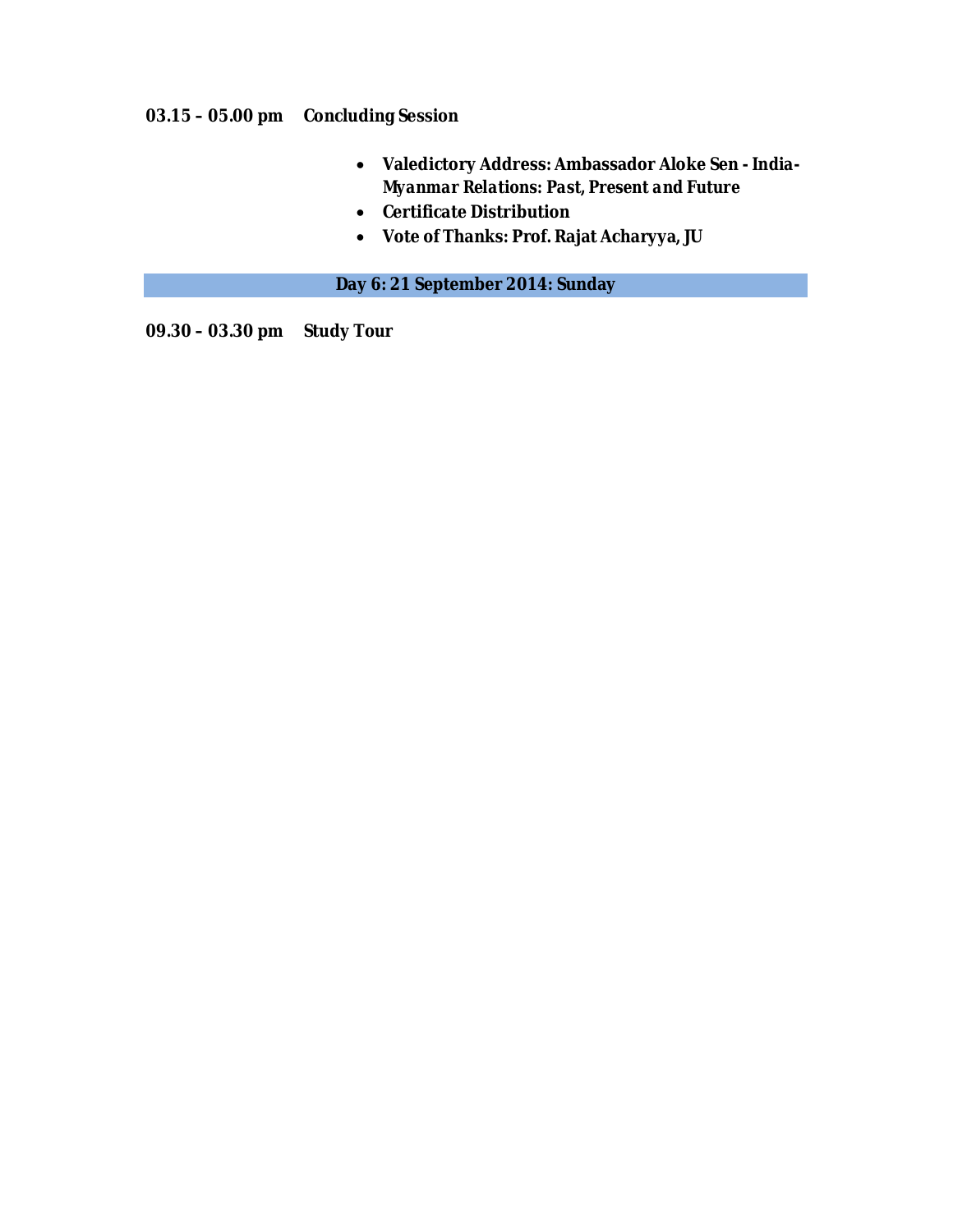**03.15 – 05.00 pm Concluding Session**

- **Valedictory Address: Ambassador Aloke Sen - *India-Myanmar Relations: Past, Present and Future***
- **Certificate Distribution**
- **Vote of Thanks: Prof. Rajat Acharyya, JU**

**Day 6: 21 September 2014: Sunday**

**09.30 – 03.30 pm Study Tour**